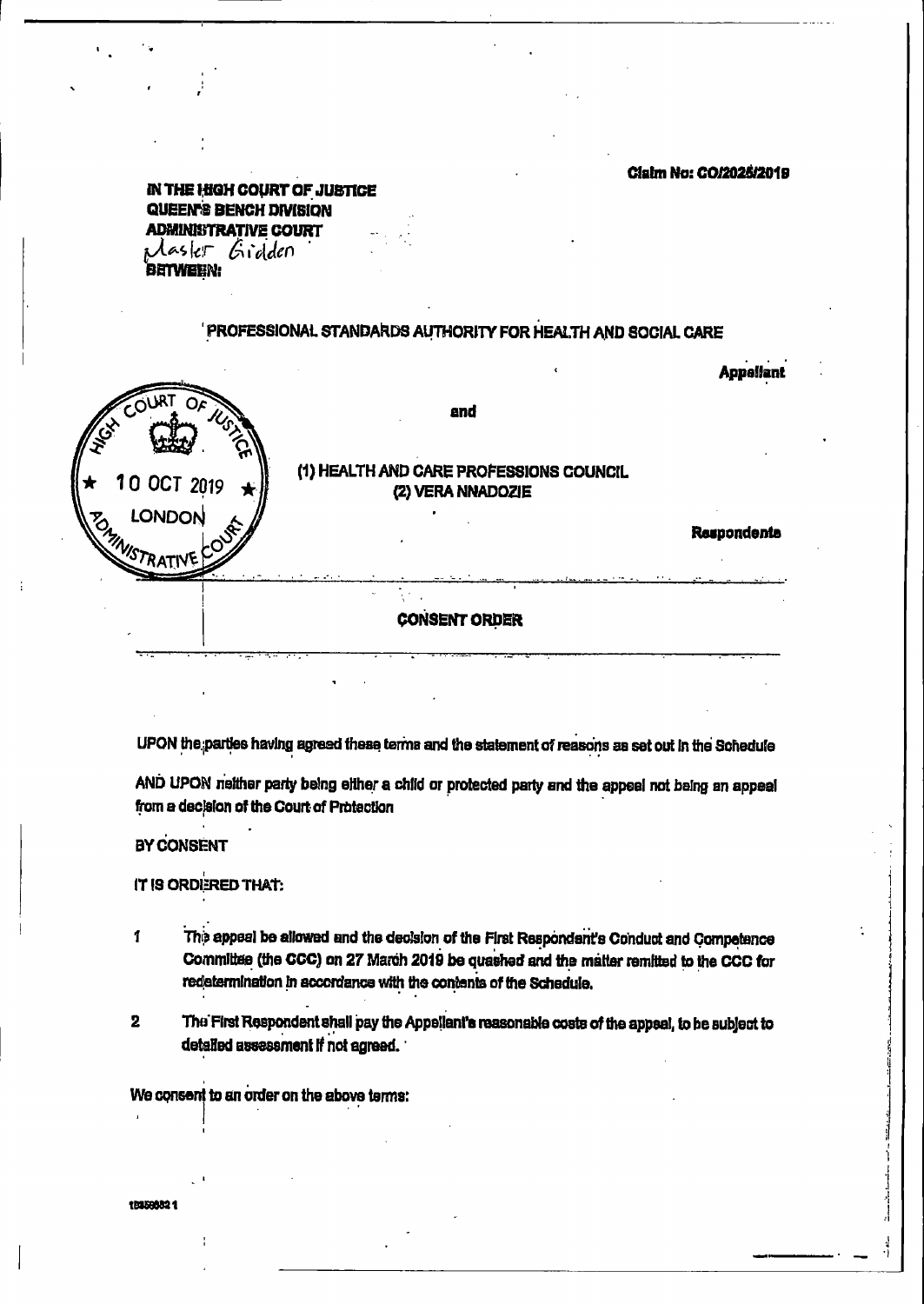Claim No: CO/2025/2019

**IN THE HIGH COURT OF JUSTICE**
**QUEEN'S BENCH DIVISION**
**ADMINISTRATIVE COURT**
Master Gidden
**BETWEEN:**

**PROFESSIONAL STANDARDS AUTHORITY FOR HEALTH AND SOCIAL CARE**

**Appellant**

HIGH COURT OF JUSTICE
10 OCT 2019
LONDON
ADMINISTRATIVE COURT

**and**

**(1) HEALTH AND CARE PROFESSIONS COUNCIL**
**(2) VERA NNADOZIE**

**Respondents**

## CONSENT ORDER

UPON the parties having agreed these terms and the statement of reasons as set out in the Schedule

AND UPON neither party being either a child or protected party and the appeal not being an appeal from a decision of the Court of Protection

BY CONSENT

IT IS ORDERED THAT:

1 The appeal be allowed and the decision of the First Respondent's Conduct and Competence Committee (the CCC) on 27 March 2019 be quashed and the matter remitted to the CCC for redetermination in accordance with the contents of the Schedule.

2 The First Respondent shall pay the Appellant's reasonable costs of the appeal, to be subject to detailed assessment if not agreed.

We consent to an order on the above terms:

18359832 1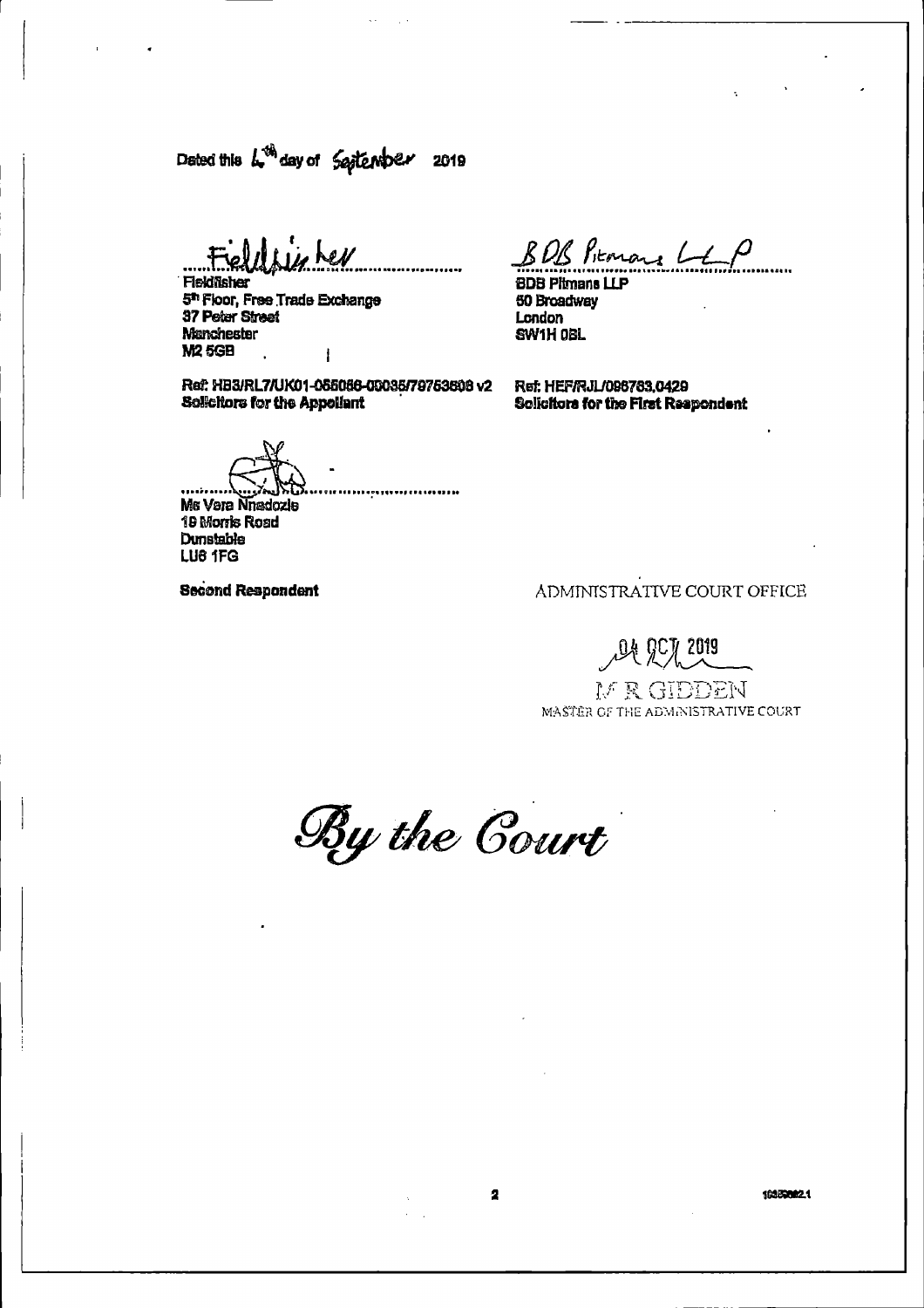Dated this 4th day of September 2019

Fieldfisher

Fieldfisher
5th Floor, Free Trade Exchange
37 Peter Street
Manchester
M2 5GB

Ref: HB3/RL7/UK01-055066-00035/79753608 v2
**Solicitors for the Appellant**

BDB Pitmans LLP

BDB Pitmans LLP
50 Broadway
London
SW1H 0BL

Ref: HEF/RJL/096763.0429
**Solicitors for the First Respondent**

Ms Vera Nnadozie
19 Morris Road
Dunstable
LU6 1FG

**Second Respondent**

ADMINISTRATIVE COURT OFFICE

04 OCT 2019

M R GIDDEN
MASTER OF THE ADMINISTRATIVE COURT

*By the Court*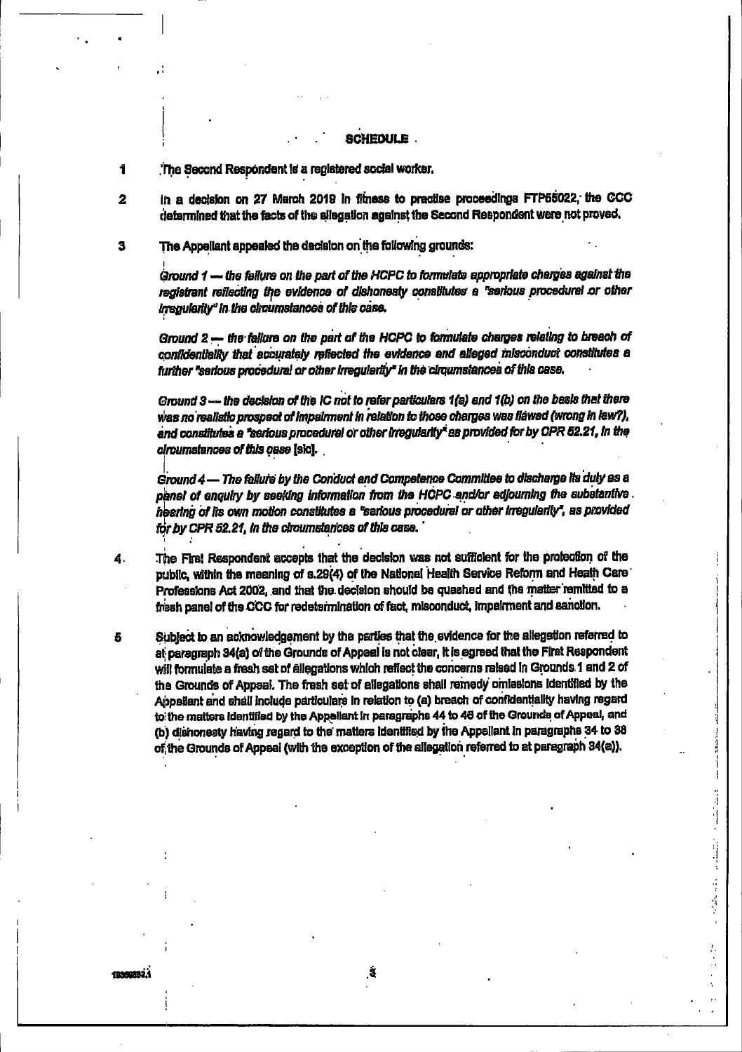## SCHEDULE

1. The Second Respondent is a registered social worker.

2. In a decision on 27 March 2019 in fitness to practise proceedings FTP65022, the CCC determined that the facts of the allegation against the Second Respondent were not proved.

3. The Appellant appealed the decision on the following grounds:

   *Ground 1 — the failure on the part of the HCPC to formulate appropriate charges against the registrant reflecting the evidence of dishonesty constitutes a "serious procedural or other irregularity" in the circumstances of this case.*

   *Ground 2 — the failure on the part of the HCPC to formulate charges relating to breach of confidentiality that accurately reflected the evidence and alleged misconduct constitutes a further "serious procedural or other irregularity" in the circumstances of this case.*

   *Ground 3 — the decision of the IC not to refer particulars 1(a) and 1(b) on the basis that there was no realistic prospect of impairment in relation to those charges was flawed (wrong in law?), and constitutes a "serious procedural or other irregularity" as provided for by CPR 52.21, in the circumstances of this case [sic].*

   *Ground 4 — The failure by the Conduct and Competence Committee to discharge its duty as a panel of enquiry by seeking information from the HCPC and/or adjourning the substantive hearing of its own motion constitutes a "serious procedural or other irregularity", as provided for by CPR 52.21, in the circumstances of this case.*

4. The First Respondent accepts that the decision was not sufficient for the protection of the public, within the meaning of s.29(4) of the National Health Service Reform and Health Care Professions Act 2002, and that the decision should be quashed and the matter remitted to a fresh panel of the CCC for redetermination of fact, misconduct, impairment and sanction.

5. Subject to an acknowledgement by the parties that the evidence for the allegation referred to at paragraph 34(a) of the Grounds of Appeal is not clear, it is agreed that the First Respondent will formulate a fresh set of allegations which reflect the concerns raised in Grounds 1 and 2 of the Grounds of Appeal. The fresh set of allegations shall remedy omissions identified by the Appellant and shall include particulars in relation to (a) breach of confidentiality having regard to the matters identified by the Appellant in paragraphs 44 to 46 of the Grounds of Appeal, and (b) dishonesty having regard to the matters identified by the Appellant in paragraphs 34 to 38 of the Grounds of Appeal (with the exception of the allegation referred to at paragraph 34(a)).